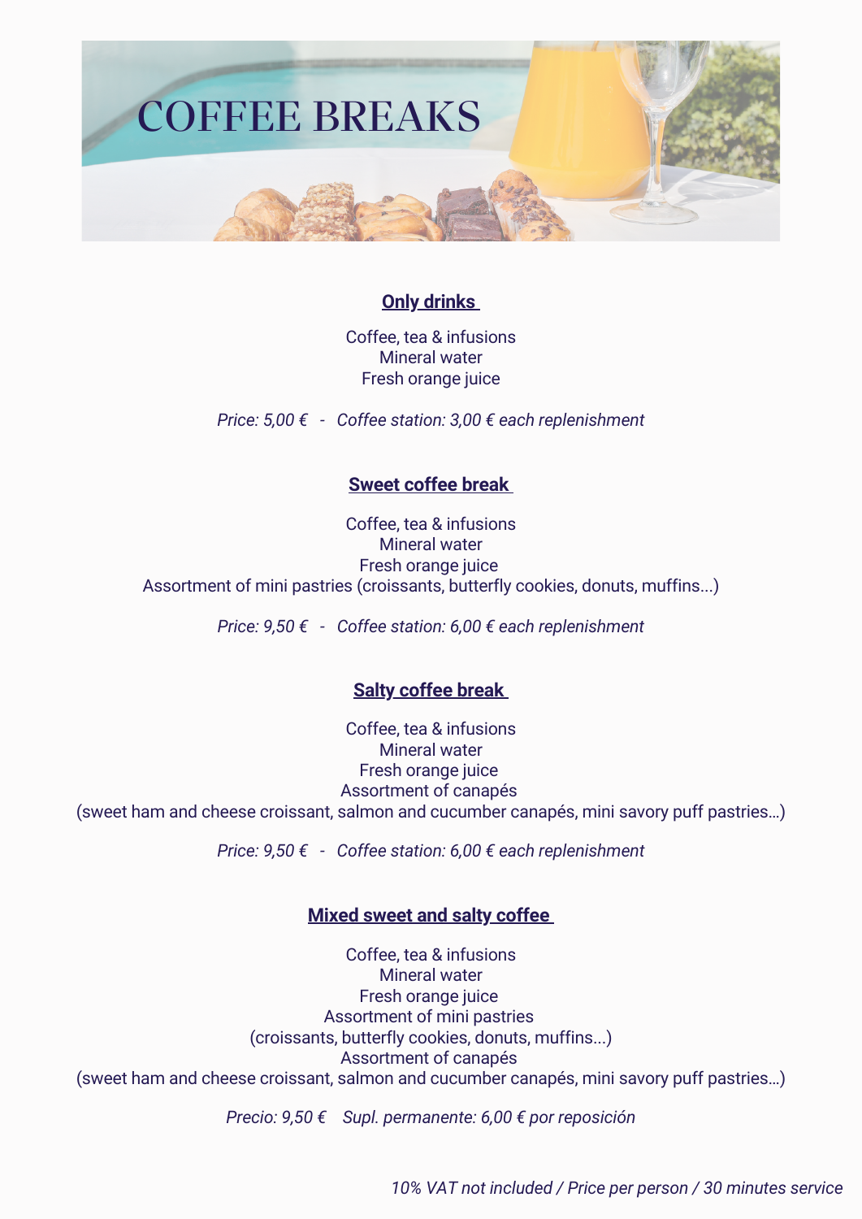# COFFEE BREAKS

**Only drinks**

Coffee, tea & infusions
Mineral water
Fresh orange juice

*Price: 5,00 € - Coffee station: 3,00 € each replenishment*

**Sweet coffee break**

Coffee, tea & infusions
Mineral water
Fresh orange juice
Assortment of mini pastries (croissants, butterfly cookies, donuts, muffins...)

*Price: 9,50 € - Coffee station: 6,00 € each replenishment*

**Salty coffee break**

Coffee, tea & infusions
Mineral water
Fresh orange juice
Assortment of canapés
(sweet ham and cheese croissant, salmon and cucumber canapés, mini savory puff pastries…)

*Price: 9,50 € - Coffee station: 6,00 € each replenishment*

**Mixed sweet and salty coffee**

Coffee, tea & infusions
Mineral water
Fresh orange juice
Assortment of mini pastries
(croissants, butterfly cookies, donuts, muffins...)
Assortment of canapés
(sweet ham and cheese croissant, salmon and cucumber canapés, mini savory puff pastries…)

*Precio: 9,50 € Supl. permanente: 6,00 € por reposición*

*10% VAT not included / Price per person / 30 minutes service*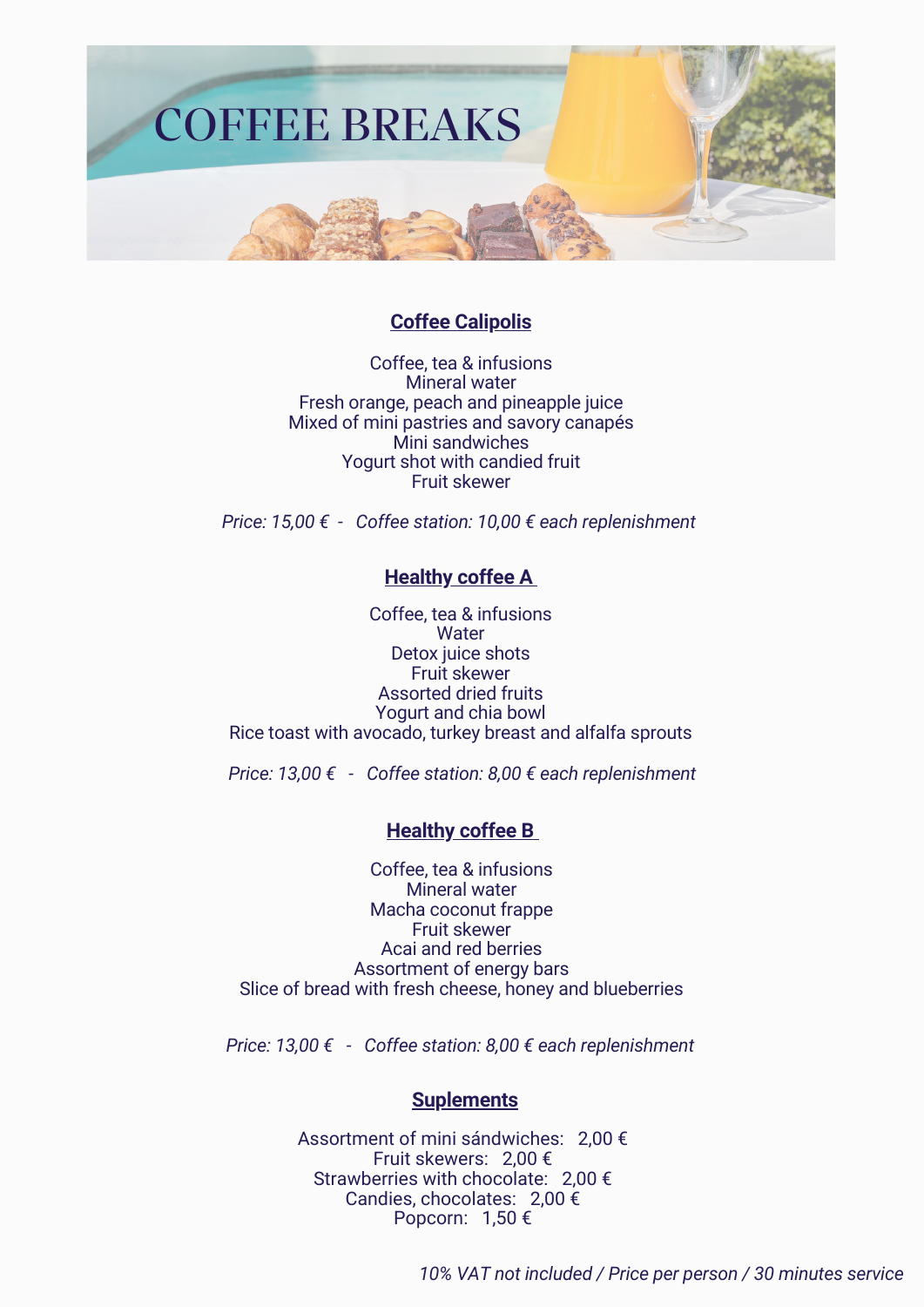# COFFEE BREAKS

## Coffee Calipolis

Coffee, tea & infusions
Mineral water
Fresh orange, peach and pineapple juice
Mixed of mini pastries and savory canapés
Mini sandwiches
Yogurt shot with candied fruit
Fruit skewer

*Price: 15,00 € - Coffee station: 10,00 € each replenishment*

## Healthy coffee A

Coffee, tea & infusions
Water
Detox juice shots
Fruit skewer
Assorted dried fruits
Yogurt and chia bowl
Rice toast with avocado, turkey breast and alfalfa sprouts

*Price: 13,00 € - Coffee station: 8,00 € each replenishment*

## Healthy coffee B

Coffee, tea & infusions
Mineral water
Macha coconut frappe
Fruit skewer
Acai and red berries
Assortment of energy bars
Slice of bread with fresh cheese, honey and blueberries

*Price: 13,00 € - Coffee station: 8,00 € each replenishment*

## Suplements

Assortment of mini sándwiches: 2,00 €
Fruit skewers: 2,00 €
Strawberries with chocolate: 2,00 €
Candies, chocolates: 2,00 €
Popcorn: 1,50 €

*10% VAT not included / Price per person / 30 minutes service*